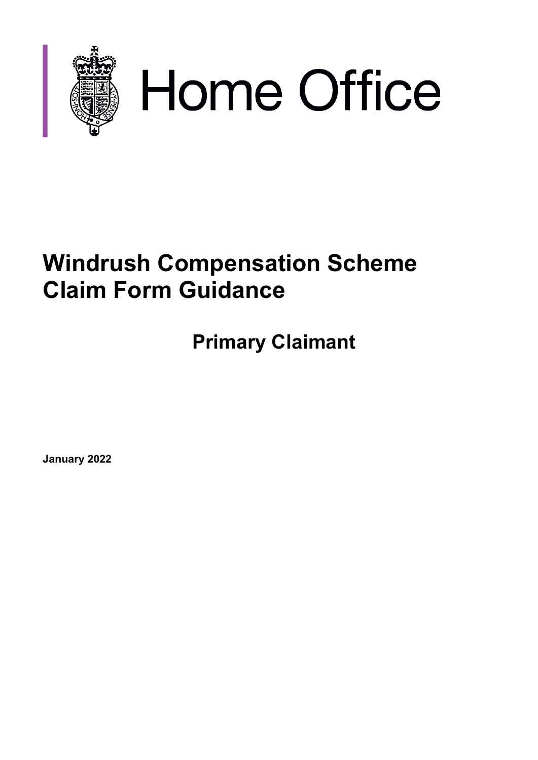Home Office

# Windrush Compensation Scheme Claim Form Guidance

## Primary Claimant

**January 2022**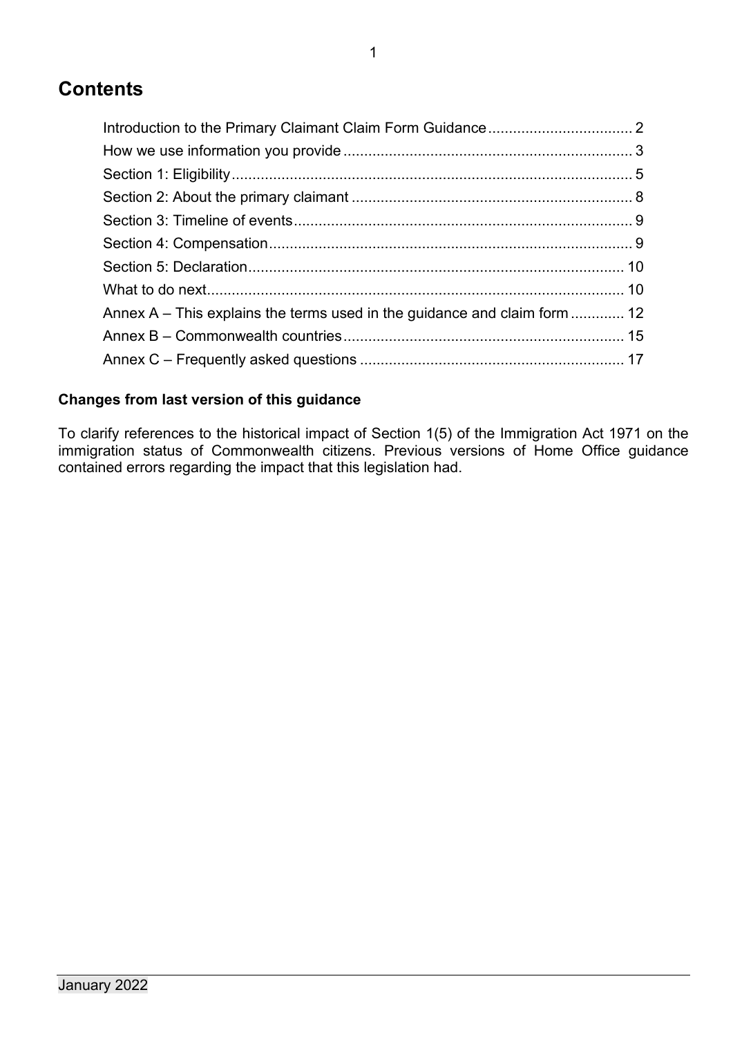# Contents

Introduction to the Primary Claimant Claim Form Guidance .................................. 2
How we use information you provide ..................................................................... 3
Section 1: Eligibility ................................................................................................ 5
Section 2: About the primary claimant ................................................................... 8
Section 3: Timeline of events ................................................................................. 9
Section 4: Compensation ....................................................................................... 9
Section 5: Declaration .......................................................................................... 10
What to do next .................................................................................................... 10
Annex A – This explains the terms used in the guidance and claim form ............. 12
Annex B – Commonwealth countries ................................................................... 15
Annex C – Frequently asked questions ............................................................... 17

**Changes from last version of this guidance**

To clarify references to the historical impact of Section 1(5) of the Immigration Act 1971 on the immigration status of Commonwealth citizens. Previous versions of Home Office guidance contained errors regarding the impact that this legislation had.

January 2022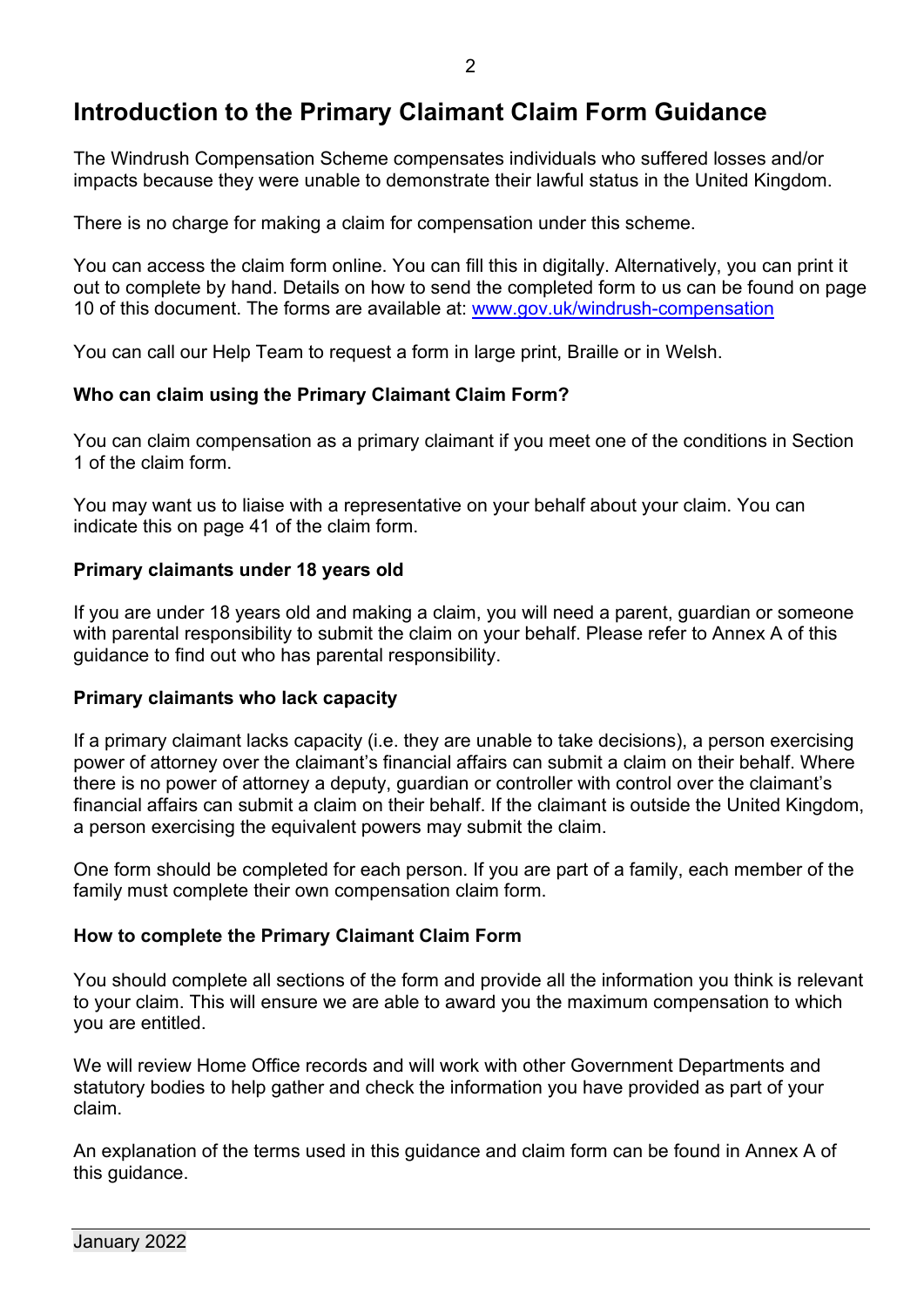# Introduction to the Primary Claimant Claim Form Guidance

The Windrush Compensation Scheme compensates individuals who suffered losses and/or impacts because they were unable to demonstrate their lawful status in the United Kingdom.

There is no charge for making a claim for compensation under this scheme.

You can access the claim form online. You can fill this in digitally. Alternatively, you can print it out to complete by hand. Details on how to send the completed form to us can be found on page 10 of this document. The forms are available at: [www.gov.uk/windrush-compensation](www.gov.uk/windrush-compensation)

You can call our Help Team to request a form in large print, Braille or in Welsh.

**Who can claim using the Primary Claimant Claim Form?**

You can claim compensation as a primary claimant if you meet one of the conditions in Section 1 of the claim form.

You may want us to liaise with a representative on your behalf about your claim. You can indicate this on page 41 of the claim form.

**Primary claimants under 18 years old**

If you are under 18 years old and making a claim, you will need a parent, guardian or someone with parental responsibility to submit the claim on your behalf. Please refer to Annex A of this guidance to find out who has parental responsibility.

**Primary claimants who lack capacity**

If a primary claimant lacks capacity (i.e. they are unable to take decisions), a person exercising power of attorney over the claimant's financial affairs can submit a claim on their behalf. Where there is no power of attorney a deputy, guardian or controller with control over the claimant's financial affairs can submit a claim on their behalf. If the claimant is outside the United Kingdom, a person exercising the equivalent powers may submit the claim.

One form should be completed for each person. If you are part of a family, each member of the family must complete their own compensation claim form.

**How to complete the Primary Claimant Claim Form**

You should complete all sections of the form and provide all the information you think is relevant to your claim. This will ensure we are able to award you the maximum compensation to which you are entitled.

We will review Home Office records and will work with other Government Departments and statutory bodies to help gather and check the information you have provided as part of your claim.

An explanation of the terms used in this guidance and claim form can be found in Annex A of this guidance.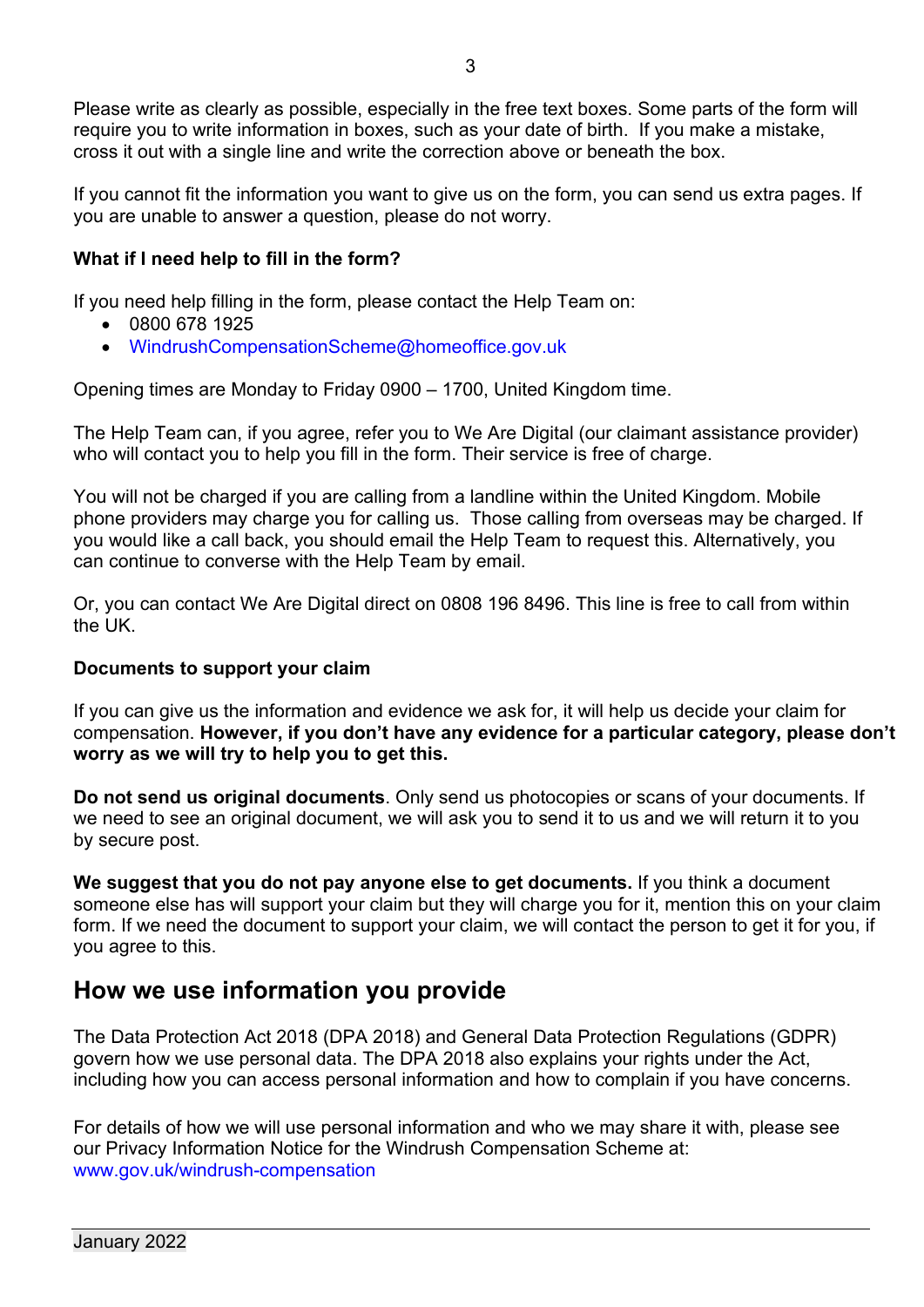Please write as clearly as possible, especially in the free text boxes. Some parts of the form will require you to write information in boxes, such as your date of birth. If you make a mistake, cross it out with a single line and write the correction above or beneath the box.

If you cannot fit the information you want to give us on the form, you can send us extra pages. If you are unable to answer a question, please do not worry.

**What if I need help to fill in the form?**

If you need help filling in the form, please contact the Help Team on:

- 0800 678 1925
- WindrushCompensationScheme@homeoffice.gov.uk

Opening times are Monday to Friday 0900 – 1700, United Kingdom time.

The Help Team can, if you agree, refer you to We Are Digital (our claimant assistance provider) who will contact you to help you fill in the form. Their service is free of charge.

You will not be charged if you are calling from a landline within the United Kingdom. Mobile phone providers may charge you for calling us. Those calling from overseas may be charged. If you would like a call back, you should email the Help Team to request this. Alternatively, you can continue to converse with the Help Team by email.

Or, you can contact We Are Digital direct on 0808 196 8496. This line is free to call from within the UK.

**Documents to support your claim**

If you can give us the information and evidence we ask for, it will help us decide your claim for compensation. **However, if you don't have any evidence for a particular category, please don't worry as we will try to help you to get this.**

**Do not send us original documents**. Only send us photocopies or scans of your documents. If we need to see an original document, we will ask you to send it to us and we will return it to you by secure post.

**We suggest that you do not pay anyone else to get documents.** If you think a document someone else has will support your claim but they will charge you for it, mention this on your claim form. If we need the document to support your claim, we will contact the person to get it for you, if you agree to this.

## How we use information you provide

The Data Protection Act 2018 (DPA 2018) and General Data Protection Regulations (GDPR) govern how we use personal data. The DPA 2018 also explains your rights under the Act, including how you can access personal information and how to complain if you have concerns.

For details of how we will use personal information and who we may share it with, please see our Privacy Information Notice for the Windrush Compensation Scheme at: www.gov.uk/windrush-compensation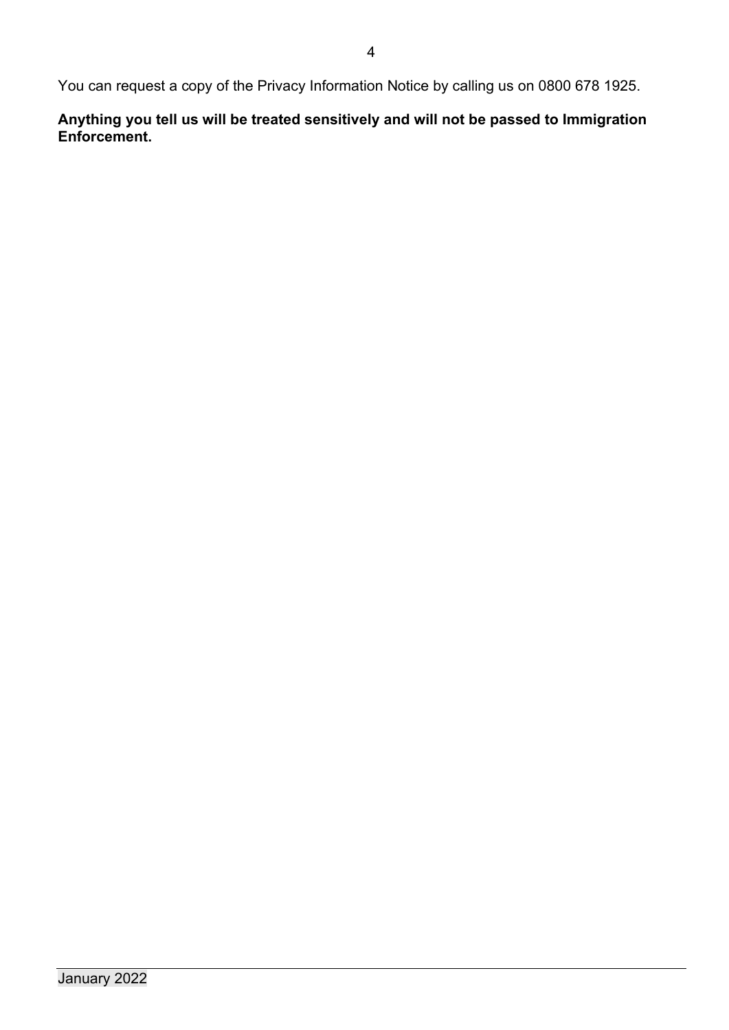You can request a copy of the Privacy Information Notice by calling us on 0800 678 1925.

**Anything you tell us will be treated sensitively and will not be passed to Immigration Enforcement.**

January 2022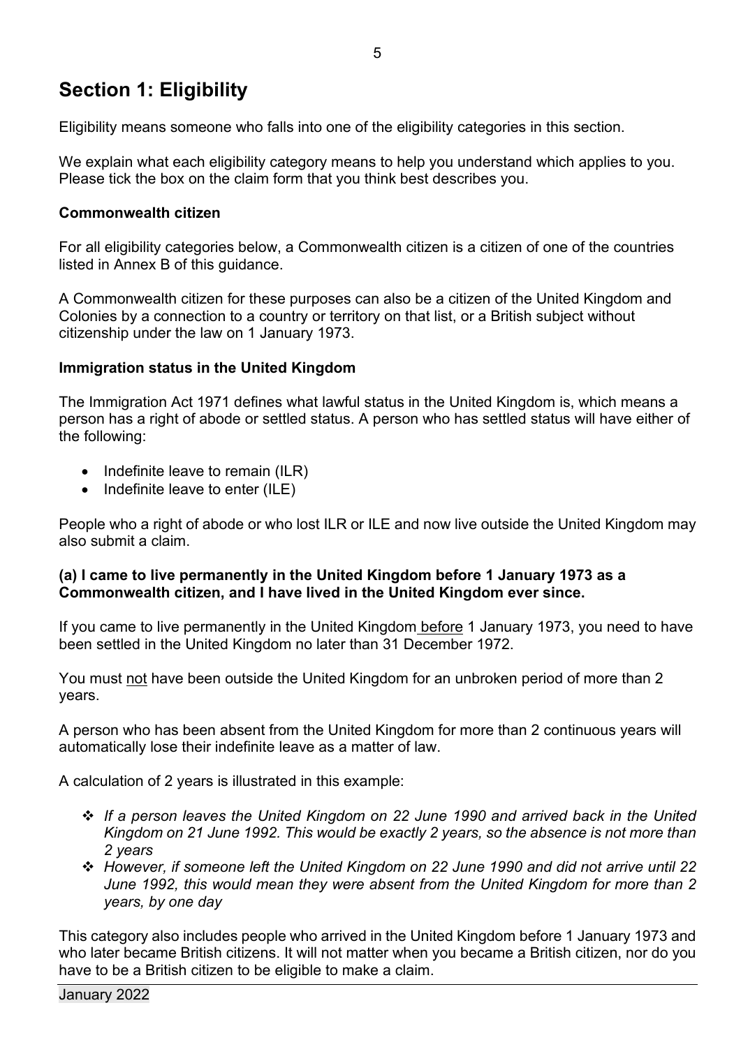# Section 1: Eligibility

Eligibility means someone who falls into one of the eligibility categories in this section.

We explain what each eligibility category means to help you understand which applies to you. Please tick the box on the claim form that you think best describes you.

### Commonwealth citizen

For all eligibility categories below, a Commonwealth citizen is a citizen of one of the countries listed in Annex B of this guidance.

A Commonwealth citizen for these purposes can also be a citizen of the United Kingdom and Colonies by a connection to a country or territory on that list, or a British subject without citizenship under the law on 1 January 1973.

### Immigration status in the United Kingdom

The Immigration Act 1971 defines what lawful status in the United Kingdom is, which means a person has a right of abode or settled status. A person who has settled status will have either of the following:

- Indefinite leave to remain (ILR)
- Indefinite leave to enter (ILE)

People who a right of abode or who lost ILR or ILE and now live outside the United Kingdom may also submit a claim.

### (a) I came to live permanently in the United Kingdom before 1 January 1973 as a Commonwealth citizen, and I have lived in the United Kingdom ever since.

If you came to live permanently in the United Kingdom before 1 January 1973, you need to have been settled in the United Kingdom no later than 31 December 1972.

You must not have been outside the United Kingdom for an unbroken period of more than 2 years.

A person who has been absent from the United Kingdom for more than 2 continuous years will automatically lose their indefinite leave as a matter of law.

A calculation of 2 years is illustrated in this example:

- *If a person leaves the United Kingdom on 22 June 1990 and arrived back in the United Kingdom on 21 June 1992. This would be exactly 2 years, so the absence is not more than 2 years*
- *However, if someone left the United Kingdom on 22 June 1990 and did not arrive until 22 June 1992, this would mean they were absent from the United Kingdom for more than 2 years, by one day*

This category also includes people who arrived in the United Kingdom before 1 January 1973 and who later became British citizens. It will not matter when you became a British citizen, nor do you have to be a British citizen to be eligible to make a claim.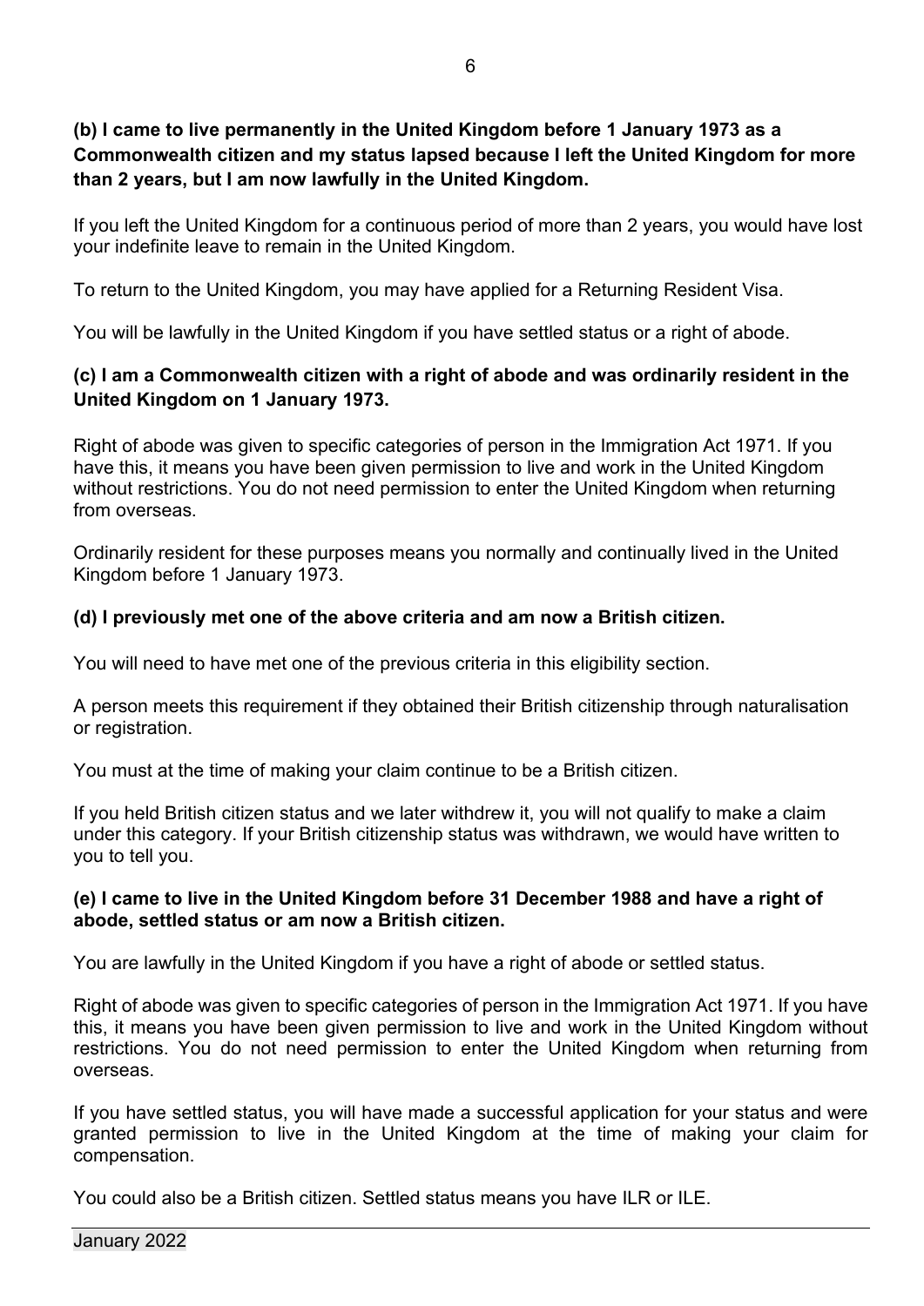**(b) I came to live permanently in the United Kingdom before 1 January 1973 as a Commonwealth citizen and my status lapsed because I left the United Kingdom for more than 2 years, but I am now lawfully in the United Kingdom.**

If you left the United Kingdom for a continuous period of more than 2 years, you would have lost your indefinite leave to remain in the United Kingdom.

To return to the United Kingdom, you may have applied for a Returning Resident Visa.

You will be lawfully in the United Kingdom if you have settled status or a right of abode.

**(c) I am a Commonwealth citizen with a right of abode and was ordinarily resident in the United Kingdom on 1 January 1973.**

Right of abode was given to specific categories of person in the Immigration Act 1971. If you have this, it means you have been given permission to live and work in the United Kingdom without restrictions. You do not need permission to enter the United Kingdom when returning from overseas.

Ordinarily resident for these purposes means you normally and continually lived in the United Kingdom before 1 January 1973.

**(d) I previously met one of the above criteria and am now a British citizen.**

You will need to have met one of the previous criteria in this eligibility section.

A person meets this requirement if they obtained their British citizenship through naturalisation or registration.

You must at the time of making your claim continue to be a British citizen.

If you held British citizen status and we later withdrew it, you will not qualify to make a claim under this category. If your British citizenship status was withdrawn, we would have written to you to tell you.

**(e) I came to live in the United Kingdom before 31 December 1988 and have a right of abode, settled status or am now a British citizen.**

You are lawfully in the United Kingdom if you have a right of abode or settled status.

Right of abode was given to specific categories of person in the Immigration Act 1971. If you have this, it means you have been given permission to live and work in the United Kingdom without restrictions. You do not need permission to enter the United Kingdom when returning from overseas.

If you have settled status, you will have made a successful application for your status and were granted permission to live in the United Kingdom at the time of making your claim for compensation.

You could also be a British citizen. Settled status means you have ILR or ILE.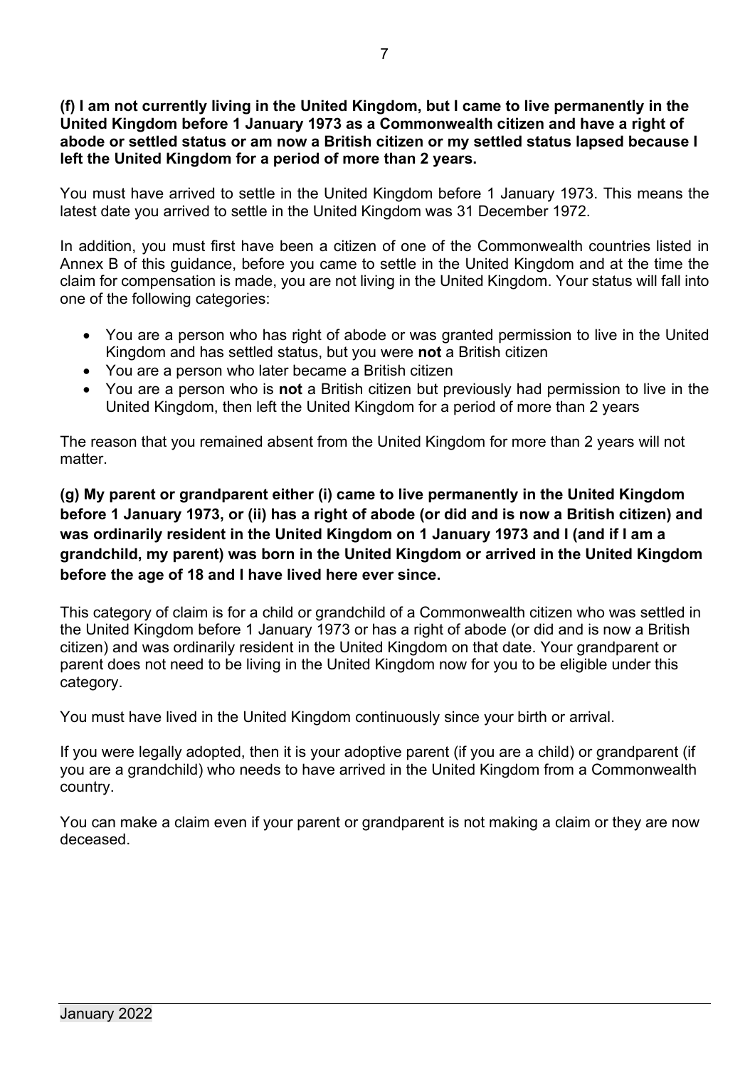**(f) I am not currently living in the United Kingdom, but I came to live permanently in the United Kingdom before 1 January 1973 as a Commonwealth citizen and have a right of abode or settled status or am now a British citizen or my settled status lapsed because I left the United Kingdom for a period of more than 2 years.**

You must have arrived to settle in the United Kingdom before 1 January 1973. This means the latest date you arrived to settle in the United Kingdom was 31 December 1972.

In addition, you must first have been a citizen of one of the Commonwealth countries listed in Annex B of this guidance, before you came to settle in the United Kingdom and at the time the claim for compensation is made, you are not living in the United Kingdom. Your status will fall into one of the following categories:

- You are a person who has right of abode or was granted permission to live in the United Kingdom and has settled status, but you were **not** a British citizen
- You are a person who later became a British citizen
- You are a person who is **not** a British citizen but previously had permission to live in the United Kingdom, then left the United Kingdom for a period of more than 2 years

The reason that you remained absent from the United Kingdom for more than 2 years will not matter.

**(g) My parent or grandparent either (i) came to live permanently in the United Kingdom before 1 January 1973, or (ii) has a right of abode (or did and is now a British citizen) and was ordinarily resident in the United Kingdom on 1 January 1973 and I (and if I am a grandchild, my parent) was born in the United Kingdom or arrived in the United Kingdom before the age of 18 and I have lived here ever since.**

This category of claim is for a child or grandchild of a Commonwealth citizen who was settled in the United Kingdom before 1 January 1973 or has a right of abode (or did and is now a British citizen) and was ordinarily resident in the United Kingdom on that date. Your grandparent or parent does not need to be living in the United Kingdom now for you to be eligible under this category.

You must have lived in the United Kingdom continuously since your birth or arrival.

If you were legally adopted, then it is your adoptive parent (if you are a child) or grandparent (if you are a grandchild) who needs to have arrived in the United Kingdom from a Commonwealth country.

You can make a claim even if your parent or grandparent is not making a claim or they are now deceased.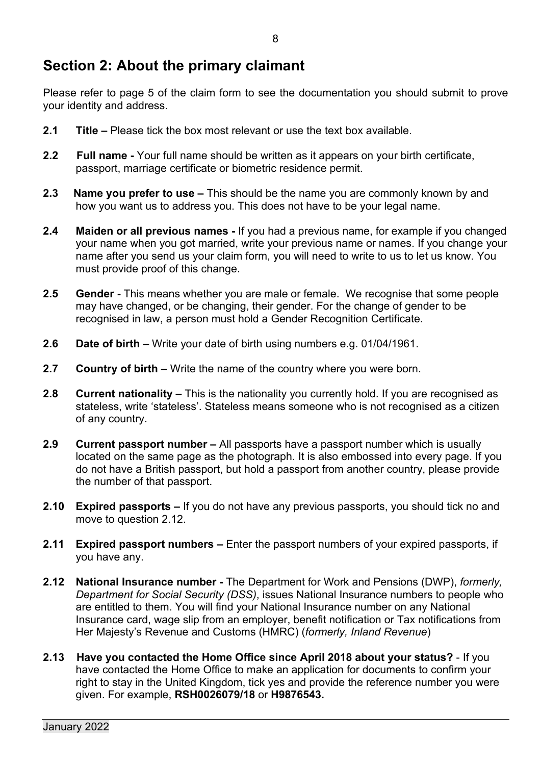## Section 2: About the primary claimant

Please refer to page 5 of the claim form to see the documentation you should submit to prove your identity and address.

**2.1 Title –** Please tick the box most relevant or use the text box available.

**2.2 Full name -** Your full name should be written as it appears on your birth certificate, passport, marriage certificate or biometric residence permit.

**2.3 Name you prefer to use –** This should be the name you are commonly known by and how you want us to address you. This does not have to be your legal name.

**2.4 Maiden or all previous names -** If you had a previous name, for example if you changed your name when you got married, write your previous name or names. If you change your name after you send us your claim form, you will need to write to us to let us know. You must provide proof of this change.

**2.5 Gender -** This means whether you are male or female. We recognise that some people may have changed, or be changing, their gender. For the change of gender to be recognised in law, a person must hold a Gender Recognition Certificate.

**2.6 Date of birth –** Write your date of birth using numbers e.g. 01/04/1961.

**2.7 Country of birth –** Write the name of the country where you were born.

**2.8 Current nationality –** This is the nationality you currently hold. If you are recognised as stateless, write 'stateless'. Stateless means someone who is not recognised as a citizen of any country.

**2.9 Current passport number –** All passports have a passport number which is usually located on the same page as the photograph. It is also embossed into every page. If you do not have a British passport, but hold a passport from another country, please provide the number of that passport.

**2.10 Expired passports –** If you do not have any previous passports, you should tick no and move to question 2.12.

**2.11 Expired passport numbers –** Enter the passport numbers of your expired passports, if you have any.

**2.12 National Insurance number -** The Department for Work and Pensions (DWP), *formerly, Department for Social Security (DSS)*, issues National Insurance numbers to people who are entitled to them. You will find your National Insurance number on any National Insurance card, wage slip from an employer, benefit notification or Tax notifications from Her Majesty's Revenue and Customs (HMRC) (*formerly, Inland Revenue*)

**2.13 Have you contacted the Home Office since April 2018 about your status?** - If you have contacted the Home Office to make an application for documents to confirm your right to stay in the United Kingdom, tick yes and provide the reference number you were given. For example, **RSH0026079/18** or **H9876543.**

January 2022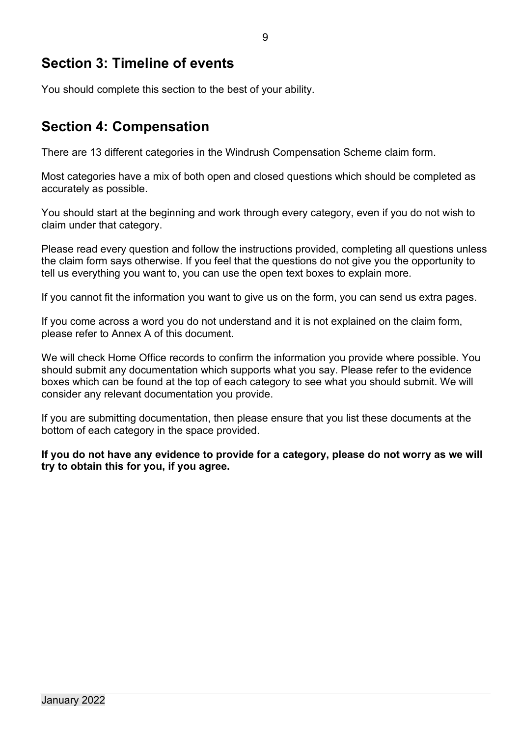## Section 3: Timeline of events

You should complete this section to the best of your ability.

## Section 4: Compensation

There are 13 different categories in the Windrush Compensation Scheme claim form.

Most categories have a mix of both open and closed questions which should be completed as accurately as possible.

You should start at the beginning and work through every category, even if you do not wish to claim under that category.

Please read every question and follow the instructions provided, completing all questions unless the claim form says otherwise. If you feel that the questions do not give you the opportunity to tell us everything you want to, you can use the open text boxes to explain more.

If you cannot fit the information you want to give us on the form, you can send us extra pages.

If you come across a word you do not understand and it is not explained on the claim form, please refer to Annex A of this document.

We will check Home Office records to confirm the information you provide where possible. You should submit any documentation which supports what you say. Please refer to the evidence boxes which can be found at the top of each category to see what you should submit. We will consider any relevant documentation you provide.

If you are submitting documentation, then please ensure that you list these documents at the bottom of each category in the space provided.

**If you do not have any evidence to provide for a category, please do not worry as we will try to obtain this for you, if you agree.**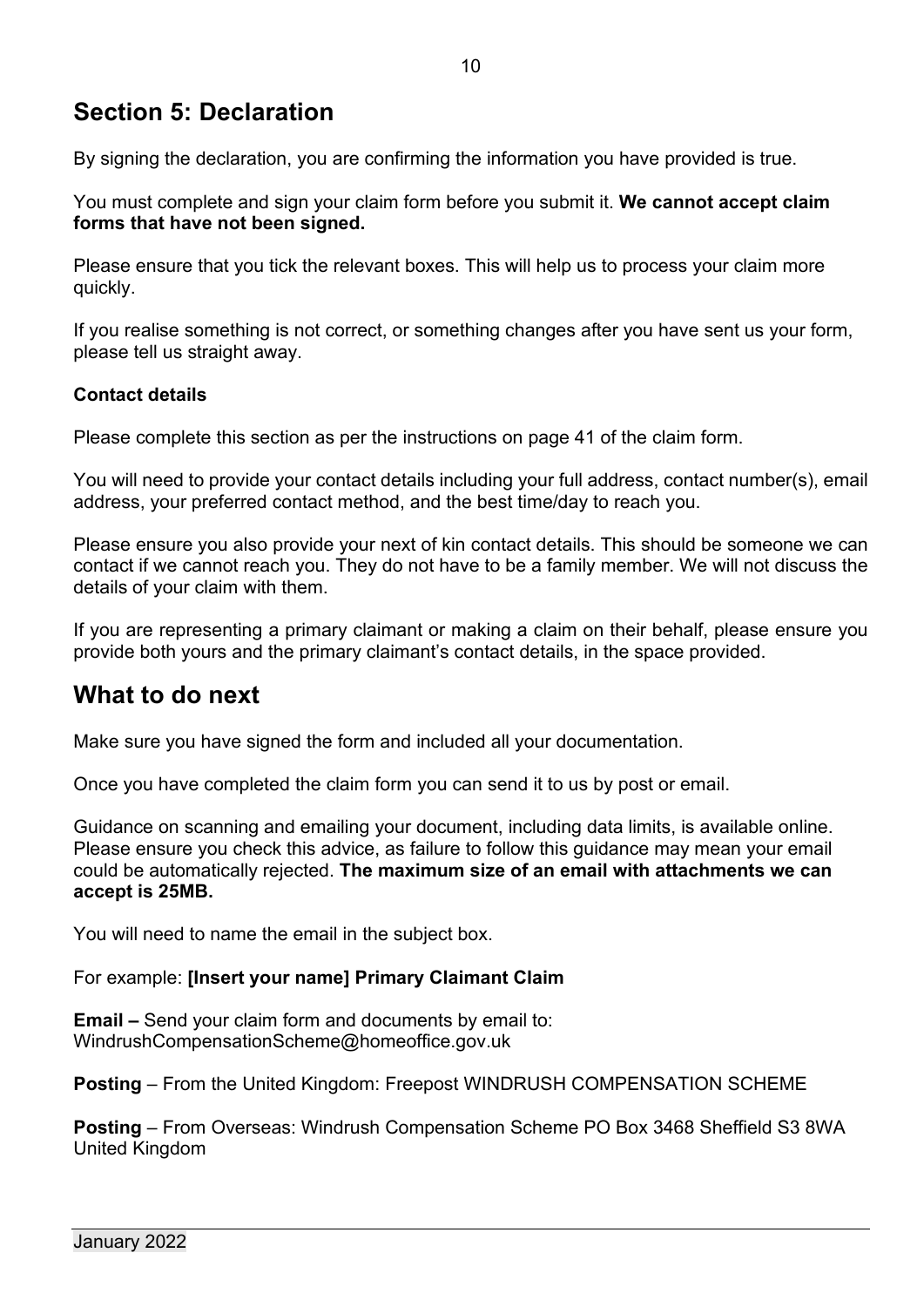## Section 5: Declaration

By signing the declaration, you are confirming the information you have provided is true.

You must complete and sign your claim form before you submit it. **We cannot accept claim forms that have not been signed.**

Please ensure that you tick the relevant boxes. This will help us to process your claim more quickly.

If you realise something is not correct, or something changes after you have sent us your form, please tell us straight away.

**Contact details**

Please complete this section as per the instructions on page 41 of the claim form.

You will need to provide your contact details including your full address, contact number(s), email address, your preferred contact method, and the best time/day to reach you.

Please ensure you also provide your next of kin contact details. This should be someone we can contact if we cannot reach you. They do not have to be a family member. We will not discuss the details of your claim with them.

If you are representing a primary claimant or making a claim on their behalf, please ensure you provide both yours and the primary claimant's contact details, in the space provided.

## What to do next

Make sure you have signed the form and included all your documentation.

Once you have completed the claim form you can send it to us by post or email.

Guidance on scanning and emailing your document, including data limits, is available online. Please ensure you check this advice, as failure to follow this guidance may mean your email could be automatically rejected. **The maximum size of an email with attachments we can accept is 25MB.**

You will need to name the email in the subject box.

For example: **[Insert your name] Primary Claimant Claim**

**Email –** Send your claim form and documents by email to: WindrushCompensationScheme@homeoffice.gov.uk

**Posting** – From the United Kingdom: Freepost WINDRUSH COMPENSATION SCHEME

**Posting** – From Overseas: Windrush Compensation Scheme PO Box 3468 Sheffield S3 8WA United Kingdom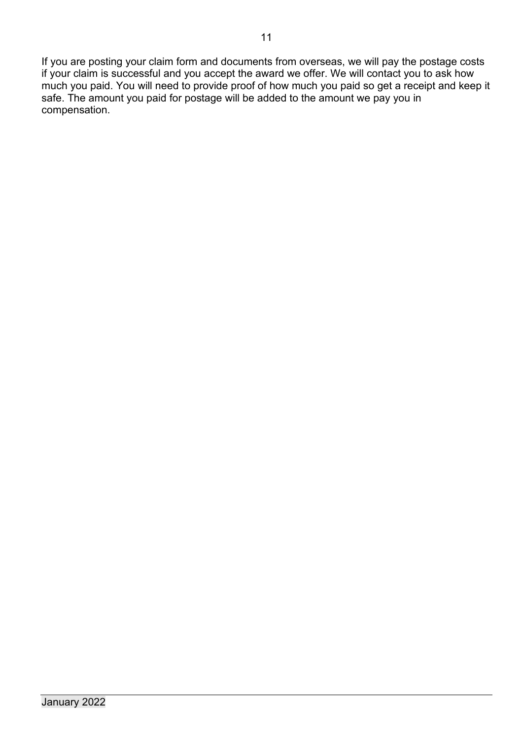If you are posting your claim form and documents from overseas, we will pay the postage costs if your claim is successful and you accept the award we offer. We will contact you to ask how much you paid. You will need to provide proof of how much you paid so get a receipt and keep it safe. The amount you paid for postage will be added to the amount we pay you in compensation.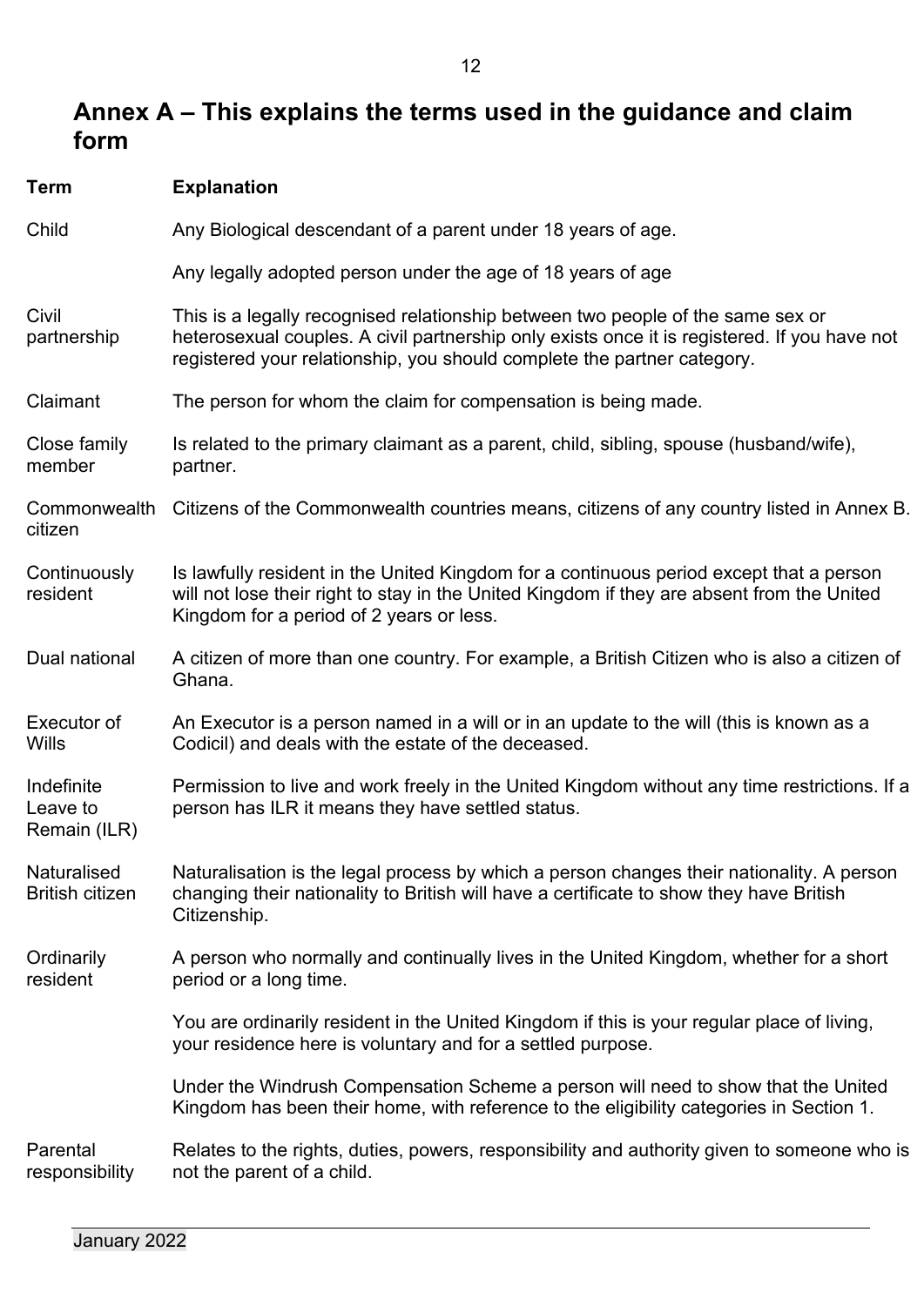## Annex A – This explains the terms used in the guidance and claim form

| Term | Explanation |
| --- | --- |
| Child | Any Biological descendant of a parent under 18 years of age.<br><br>Any legally adopted person under the age of 18 years of age |
| Civil partnership | This is a legally recognised relationship between two people of the same sex or heterosexual couples. A civil partnership only exists once it is registered. If you have not registered your relationship, you should complete the partner category. |
| Claimant | The person for whom the claim for compensation is being made. |
| Close family member | Is related to the primary claimant as a parent, child, sibling, spouse (husband/wife), partner. |
| Commonwealth citizen | Citizens of the Commonwealth countries means, citizens of any country listed in Annex B. |
| Continuously resident | Is lawfully resident in the United Kingdom for a continuous period except that a person will not lose their right to stay in the United Kingdom if they are absent from the United Kingdom for a period of 2 years or less. |
| Dual national | A citizen of more than one country. For example, a British Citizen who is also a citizen of Ghana. |
| Executor of Wills | An Executor is a person named in a will or in an update to the will (this is known as a Codicil) and deals with the estate of the deceased. |
| Indefinite Leave to Remain (ILR) | Permission to live and work freely in the United Kingdom without any time restrictions. If a person has ILR it means they have settled status. |
| Naturalised British citizen | Naturalisation is the legal process by which a person changes their nationality. A person changing their nationality to British will have a certificate to show they have British Citizenship. |
| Ordinarily resident | A person who normally and continually lives in the United Kingdom, whether for a short period or a long time.<br><br>You are ordinarily resident in the United Kingdom if this is your regular place of living, your residence here is voluntary and for a settled purpose.<br><br>Under the Windrush Compensation Scheme a person will need to show that the United Kingdom has been their home, with reference to the eligibility categories in Section 1. |
| Parental responsibility | Relates to the rights, duties, powers, responsibility and authority given to someone who is not the parent of a child. |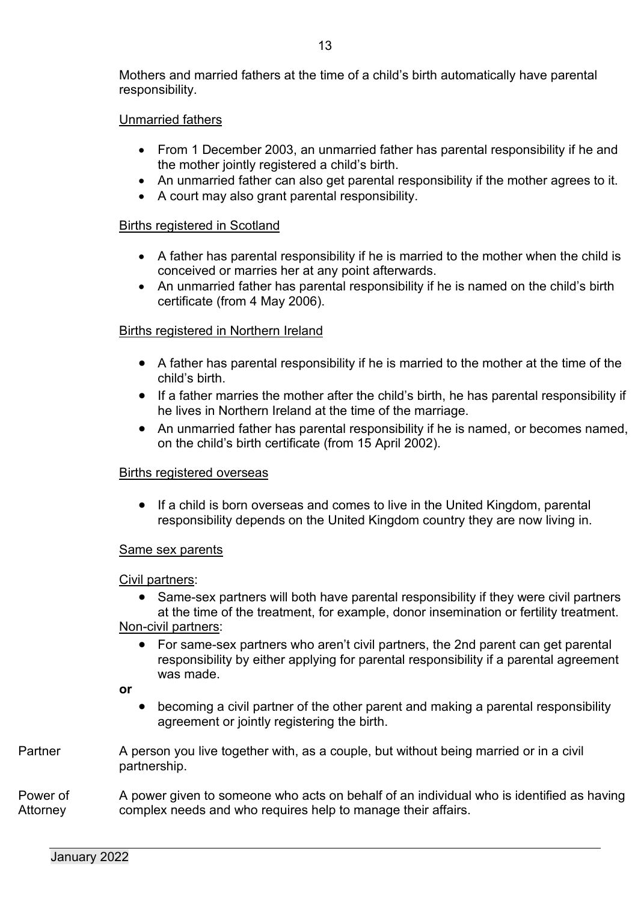Mothers and married fathers at the time of a child's birth automatically have parental responsibility.

Unmarried fathers

- From 1 December 2003, an unmarried father has parental responsibility if he and the mother jointly registered a child's birth.
- An unmarried father can also get parental responsibility if the mother agrees to it.
- A court may also grant parental responsibility.

Births registered in Scotland

- A father has parental responsibility if he is married to the mother when the child is conceived or marries her at any point afterwards.
- An unmarried father has parental responsibility if he is named on the child's birth certificate (from 4 May 2006).

Births registered in Northern Ireland

- A father has parental responsibility if he is married to the mother at the time of the child's birth.
- If a father marries the mother after the child's birth, he has parental responsibility if he lives in Northern Ireland at the time of the marriage.
- An unmarried father has parental responsibility if he is named, or becomes named, on the child's birth certificate (from 15 April 2002).

Births registered overseas

- If a child is born overseas and comes to live in the United Kingdom, parental responsibility depends on the United Kingdom country they are now living in.

Same sex parents

Civil partners:

- Same-sex partners will both have parental responsibility if they were civil partners at the time of the treatment, for example, donor insemination or fertility treatment.

Non-civil partners:

- For same-sex partners who aren't civil partners, the 2nd parent can get parental responsibility by either applying for parental responsibility if a parental agreement was made.

**or**

- becoming a civil partner of the other parent and making a parental responsibility agreement or jointly registering the birth.

Partner — A person you live together with, as a couple, but without being married or in a civil partnership.

Power of Attorney — A power given to someone who acts on behalf of an individual who is identified as having complex needs and who requires help to manage their affairs.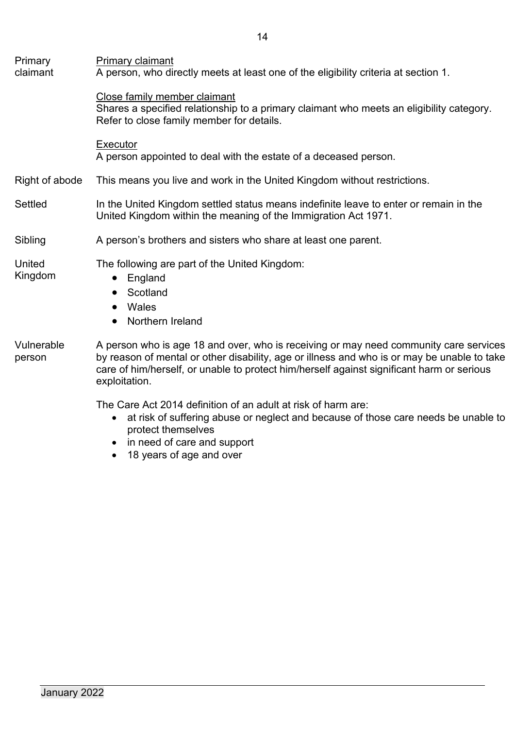**Primary claimant**

Primary claimant
A person, who directly meets at least one of the eligibility criteria at section 1.

Close family member claimant
Shares a specified relationship to a primary claimant who meets an eligibility category. Refer to close family member for details.

Executor
A person appointed to deal with the estate of a deceased person.

**Right of abode**

This means you live and work in the United Kingdom without restrictions.

**Settled**

In the United Kingdom settled status means indefinite leave to enter or remain in the United Kingdom within the meaning of the Immigration Act 1971.

**Sibling**

A person's brothers and sisters who share at least one parent.

**United Kingdom**

The following are part of the United Kingdom:

- England
- Scotland
- Wales
- Northern Ireland

**Vulnerable person**

A person who is age 18 and over, who is receiving or may need community care services by reason of mental or other disability, age or illness and who is or may be unable to take care of him/herself, or unable to protect him/herself against significant harm or serious exploitation.

The Care Act 2014 definition of an adult at risk of harm are:

- at risk of suffering abuse or neglect and because of those care needs be unable to protect themselves
- in need of care and support
- 18 years of age and over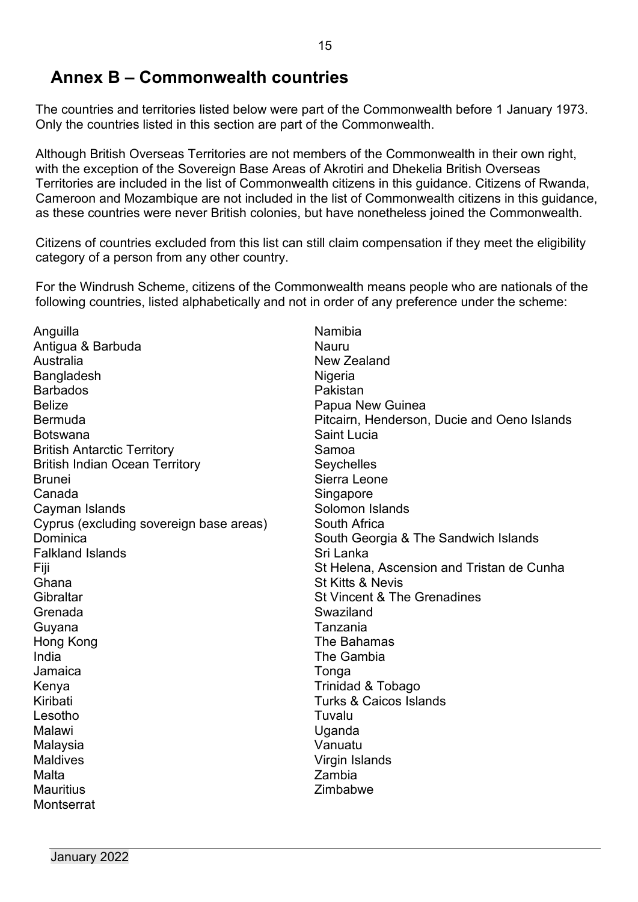## Annex B – Commonwealth countries

The countries and territories listed below were part of the Commonwealth before 1 January 1973. Only the countries listed in this section are part of the Commonwealth.

Although British Overseas Territories are not members of the Commonwealth in their own right, with the exception of the Sovereign Base Areas of Akrotiri and Dhekelia British Overseas Territories are included in the list of Commonwealth citizens in this guidance. Citizens of Rwanda, Cameroon and Mozambique are not included in the list of Commonwealth citizens in this guidance, as these countries were never British colonies, but have nonetheless joined the Commonwealth.

Citizens of countries excluded from this list can still claim compensation if they meet the eligibility category of a person from any other country.

For the Windrush Scheme, citizens of the Commonwealth means people who are nationals of the following countries, listed alphabetically and not in order of any preference under the scheme:

- Anguilla
- Antigua & Barbuda
- Australia
- Bangladesh
- Barbados
- Belize
- Bermuda
- Botswana
- British Antarctic Territory
- British Indian Ocean Territory
- Brunei
- Canada
- Cayman Islands
- Cyprus (excluding sovereign base areas)
- Dominica
- Falkland Islands
- Fiji
- Ghana
- Gibraltar
- Grenada
- Guyana
- Hong Kong
- India
- Jamaica
- Kenya
- Kiribati
- Lesotho
- Malawi
- Malaysia
- Maldives
- Malta
- Mauritius
- Montserrat
- Namibia
- Nauru
- New Zealand
- Nigeria
- Pakistan
- Papua New Guinea
- Pitcairn, Henderson, Ducie and Oeno Islands
- Saint Lucia
- Samoa
- Seychelles
- Sierra Leone
- Singapore
- Solomon Islands
- South Africa
- South Georgia & The Sandwich Islands
- Sri Lanka
- St Helena, Ascension and Tristan de Cunha
- St Kitts & Nevis
- St Vincent & The Grenadines
- Swaziland
- Tanzania
- The Bahamas
- The Gambia
- Tonga
- Trinidad & Tobago
- Turks & Caicos Islands
- Tuvalu
- Uganda
- Vanuatu
- Virgin Islands
- Zambia
- Zimbabwe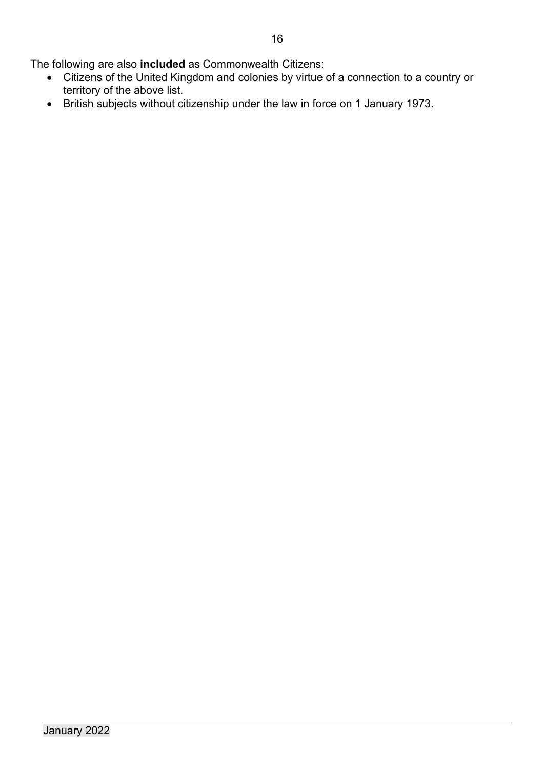The following are also **included** as Commonwealth Citizens:

- Citizens of the United Kingdom and colonies by virtue of a connection to a country or territory of the above list.
- British subjects without citizenship under the law in force on 1 January 1973.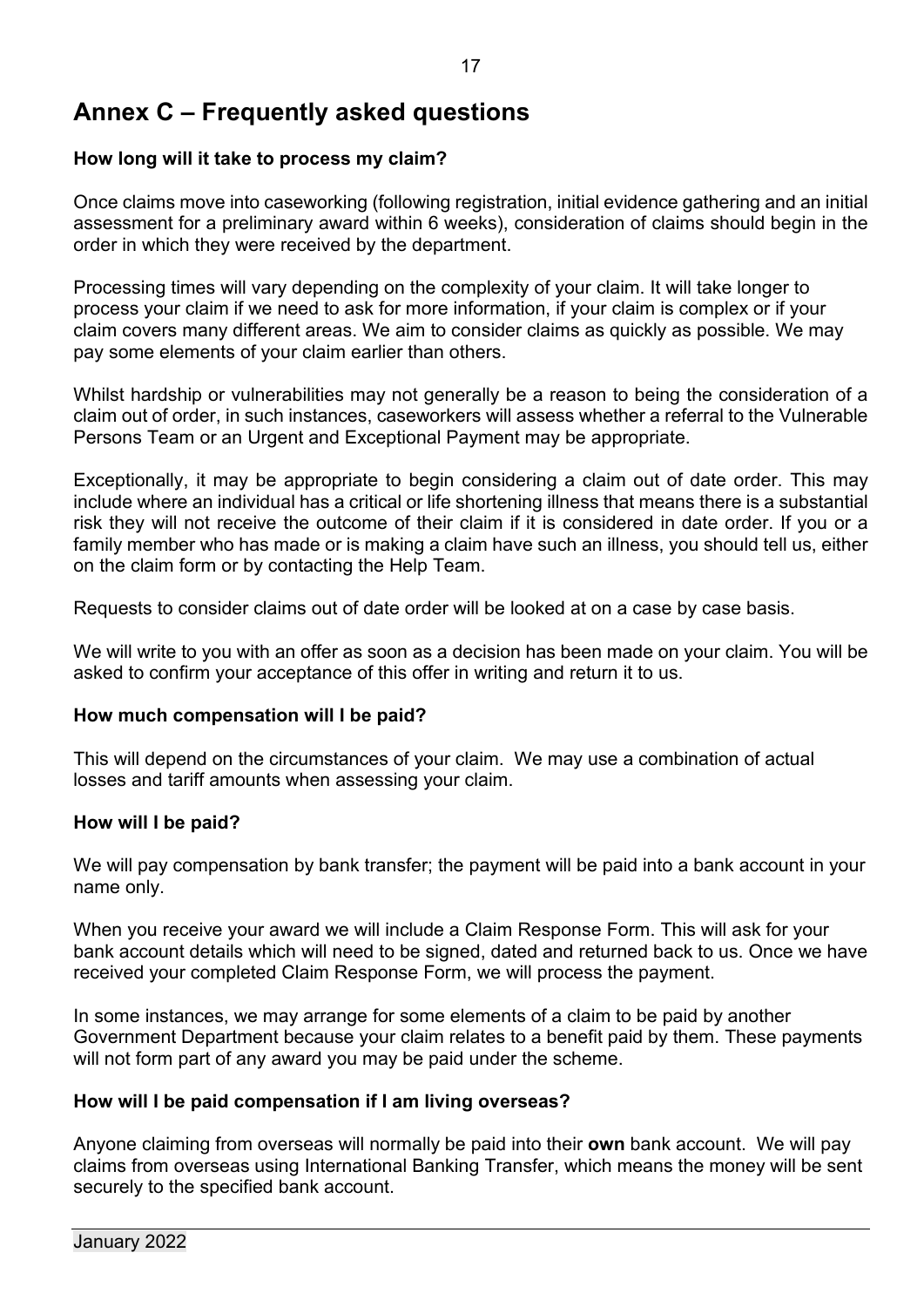# Annex C – Frequently asked questions

**How long will it take to process my claim?**

Once claims move into caseworking (following registration, initial evidence gathering and an initial assessment for a preliminary award within 6 weeks), consideration of claims should begin in the order in which they were received by the department.

Processing times will vary depending on the complexity of your claim. It will take longer to process your claim if we need to ask for more information, if your claim is complex or if your claim covers many different areas. We aim to consider claims as quickly as possible. We may pay some elements of your claim earlier than others.

Whilst hardship or vulnerabilities may not generally be a reason to being the consideration of a claim out of order, in such instances, caseworkers will assess whether a referral to the Vulnerable Persons Team or an Urgent and Exceptional Payment may be appropriate.

Exceptionally, it may be appropriate to begin considering a claim out of date order. This may include where an individual has a critical or life shortening illness that means there is a substantial risk they will not receive the outcome of their claim if it is considered in date order. If you or a family member who has made or is making a claim have such an illness, you should tell us, either on the claim form or by contacting the Help Team.

Requests to consider claims out of date order will be looked at on a case by case basis.

We will write to you with an offer as soon as a decision has been made on your claim. You will be asked to confirm your acceptance of this offer in writing and return it to us.

**How much compensation will I be paid?**

This will depend on the circumstances of your claim. We may use a combination of actual losses and tariff amounts when assessing your claim.

**How will I be paid?**

We will pay compensation by bank transfer; the payment will be paid into a bank account in your name only.

When you receive your award we will include a Claim Response Form. This will ask for your bank account details which will need to be signed, dated and returned back to us. Once we have received your completed Claim Response Form, we will process the payment.

In some instances, we may arrange for some elements of a claim to be paid by another Government Department because your claim relates to a benefit paid by them. These payments will not form part of any award you may be paid under the scheme.

**How will I be paid compensation if I am living overseas?**

Anyone claiming from overseas will normally be paid into their **own** bank account. We will pay claims from overseas using International Banking Transfer, which means the money will be sent securely to the specified bank account.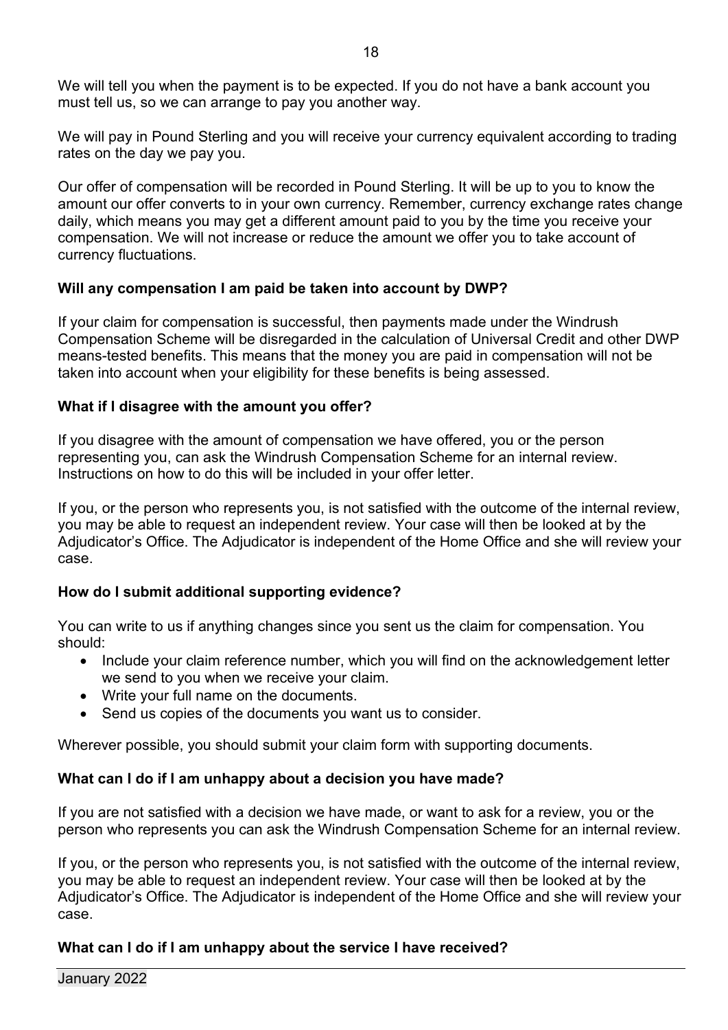We will tell you when the payment is to be expected. If you do not have a bank account you must tell us, so we can arrange to pay you another way.

We will pay in Pound Sterling and you will receive your currency equivalent according to trading rates on the day we pay you.

Our offer of compensation will be recorded in Pound Sterling. It will be up to you to know the amount our offer converts to in your own currency. Remember, currency exchange rates change daily, which means you may get a different amount paid to you by the time you receive your compensation. We will not increase or reduce the amount we offer you to take account of currency fluctuations.

**Will any compensation I am paid be taken into account by DWP?**

If your claim for compensation is successful, then payments made under the Windrush Compensation Scheme will be disregarded in the calculation of Universal Credit and other DWP means-tested benefits. This means that the money you are paid in compensation will not be taken into account when your eligibility for these benefits is being assessed.

**What if I disagree with the amount you offer?**

If you disagree with the amount of compensation we have offered, you or the person representing you, can ask the Windrush Compensation Scheme for an internal review. Instructions on how to do this will be included in your offer letter.

If you, or the person who represents you, is not satisfied with the outcome of the internal review, you may be able to request an independent review. Your case will then be looked at by the Adjudicator's Office. The Adjudicator is independent of the Home Office and she will review your case.

**How do I submit additional supporting evidence?**

You can write to us if anything changes since you sent us the claim for compensation. You should:

- Include your claim reference number, which you will find on the acknowledgement letter we send to you when we receive your claim.
- Write your full name on the documents.
- Send us copies of the documents you want us to consider.

Wherever possible, you should submit your claim form with supporting documents.

**What can I do if I am unhappy about a decision you have made?**

If you are not satisfied with a decision we have made, or want to ask for a review, you or the person who represents you can ask the Windrush Compensation Scheme for an internal review.

If you, or the person who represents you, is not satisfied with the outcome of the internal review, you may be able to request an independent review. Your case will then be looked at by the Adjudicator's Office. The Adjudicator is independent of the Home Office and she will review your case.

**What can I do if I am unhappy about the service I have received?**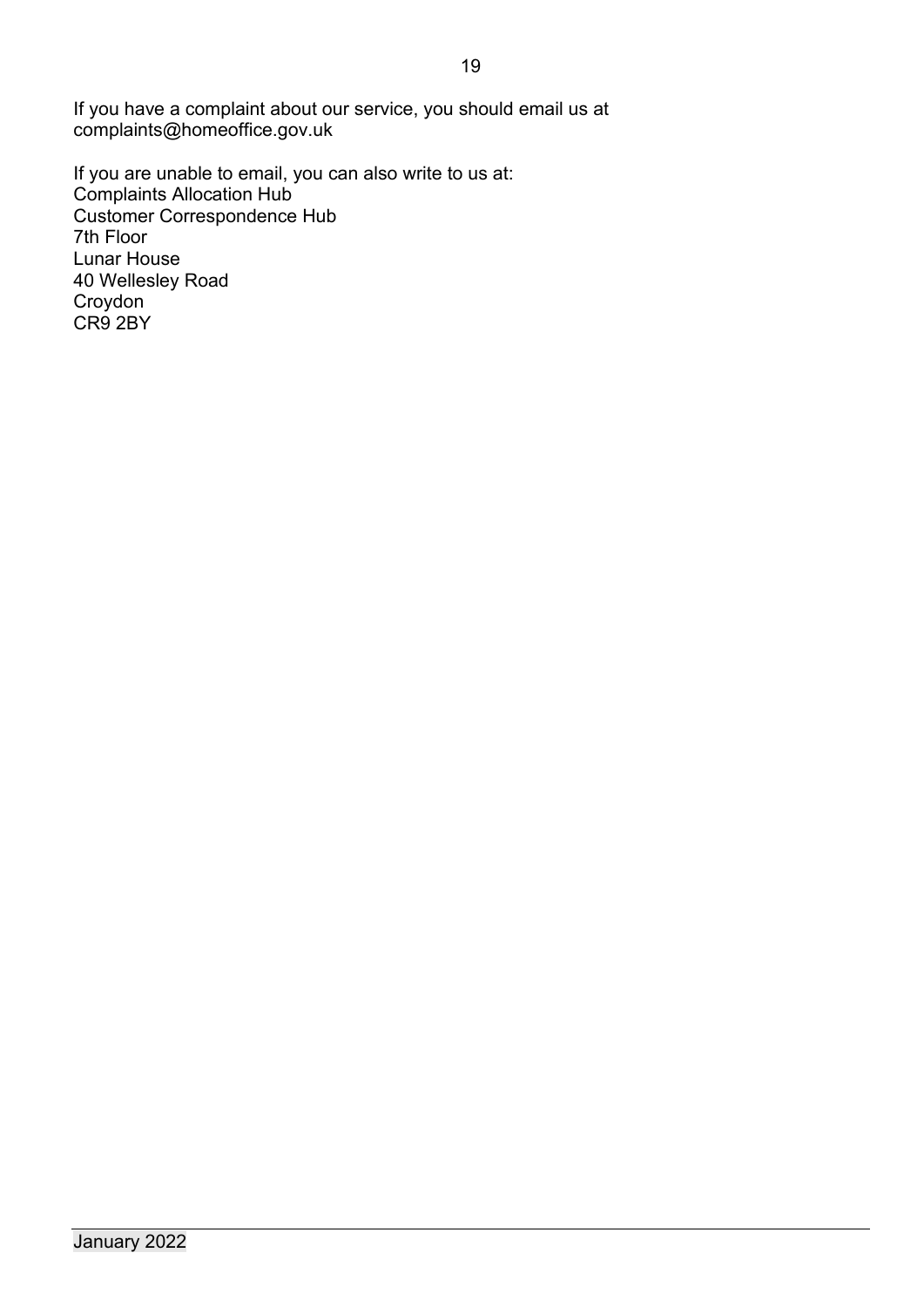If you have a complaint about our service, you should email us at complaints@homeoffice.gov.uk

If you are unable to email, you can also write to us at:
Complaints Allocation Hub
Customer Correspondence Hub
7th Floor
Lunar House
40 Wellesley Road
Croydon
CR9 2BY